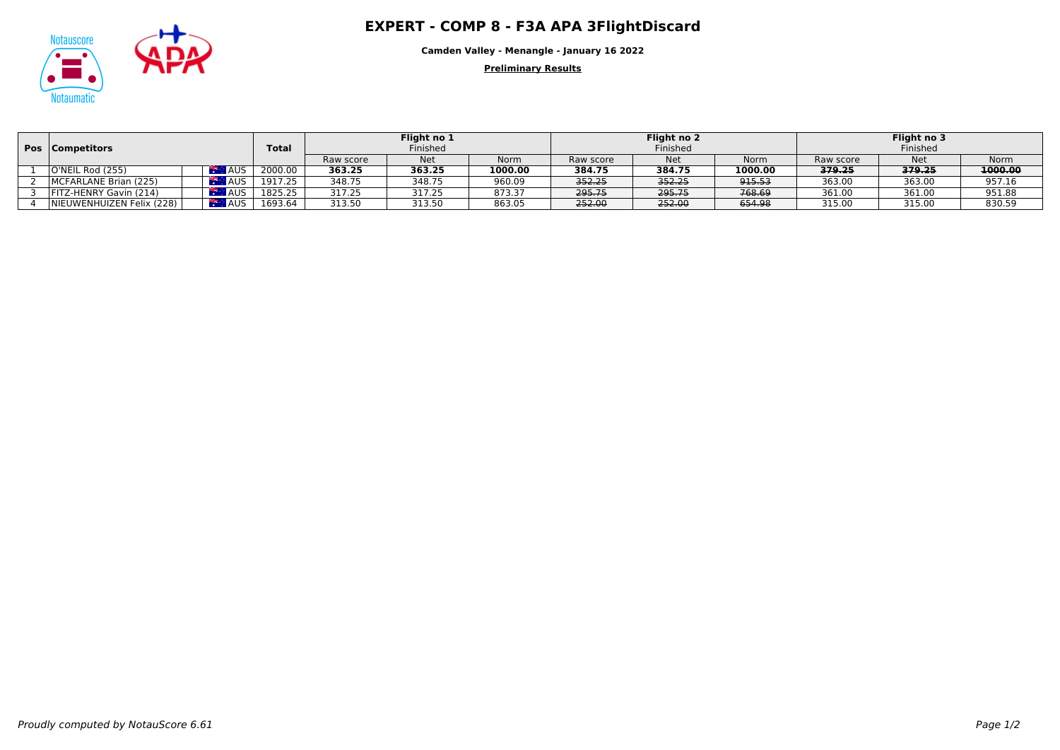# EXPERT - COMP 8 - F3A APA 3FlightDiscard

**Camden Valley - Menangle - January 16 2022**

**Preliminary Results**

| Pos | Competitors | | Total | Flight no 1 Finished | | | Flight no 2 Finished | | | Flight no 3 Finished | | |
|---|---|---|---|---|---|---|---|---|---|---|---|---|
| | | | | Raw score | Net | Norm | Raw score | Net | Norm | Raw score | Net | Norm |
| 1 | O'NEIL Rod (255) | AUS | 2000.00 | **363.25** | **363.25** | **1000.00** | **384.75** | **384.75** | **1000.00** | ~~379.25~~ | ~~379.25~~ | ~~1000.00~~ |
| 2 | MCFARLANE Brian (225) | AUS | 1917.25 | 348.75 | 348.75 | 960.09 | ~~352.25~~ | ~~352.25~~ | ~~915.53~~ | 363.00 | 363.00 | 957.16 |
| 3 | FITZ-HENRY Gavin (214) | AUS | 1825.25 | 317.25 | 317.25 | 873.37 | ~~295.75~~ | ~~295.75~~ | ~~768.69~~ | 361.00 | 361.00 | 951.88 |
| 4 | NIEUWENHUIZEN Felix (228) | AUS | 1693.64 | 313.50 | 313.50 | 863.05 | ~~252.00~~ | ~~252.00~~ | ~~654.98~~ | 315.00 | 315.00 | 830.59 |

*Proudly computed by NotauScore 6.61*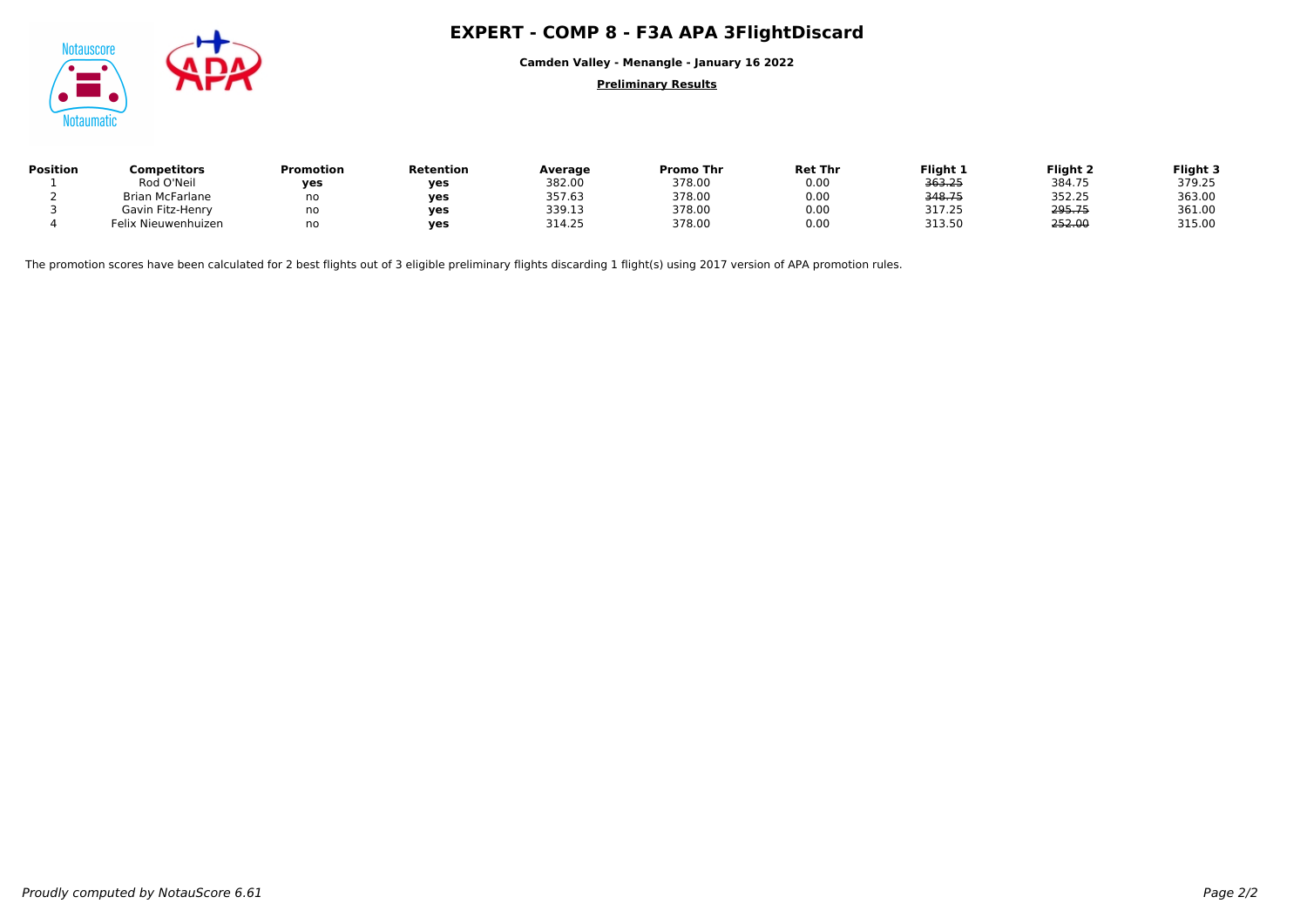# EXPERT - COMP 8 - F3A APA 3FlightDiscard

**Camden Valley - Menangle - January 16 2022**

**Preliminary Results**

| Position | Competitors | Promotion | Retention | Average | Promo Thr | Ret Thr | Flight 1 | Flight 2 | Flight 3 |
|---|---|---|---|---|---|---|---|---|---|
| 1 | Rod O'Neil | **yes** | **yes** | 382.00 | 378.00 | 0.00 | ~~363.25~~ | 384.75 | 379.25 |
| 2 | Brian McFarlane | no | **yes** | 357.63 | 378.00 | 0.00 | ~~348.75~~ | 352.25 | 363.00 |
| 3 | Gavin Fitz-Henry | no | **yes** | 339.13 | 378.00 | 0.00 | 317.25 | ~~295.75~~ | 361.00 |
| 4 | Felix Nieuwenhuizen | no | **yes** | 314.25 | 378.00 | 0.00 | 313.50 | ~~252.00~~ | 315.00 |

The promotion scores have been calculated for 2 best flights out of 3 eligible preliminary flights discarding 1 flight(s) using 2017 version of APA promotion rules.

*Proudly computed by NotauScore 6.61*